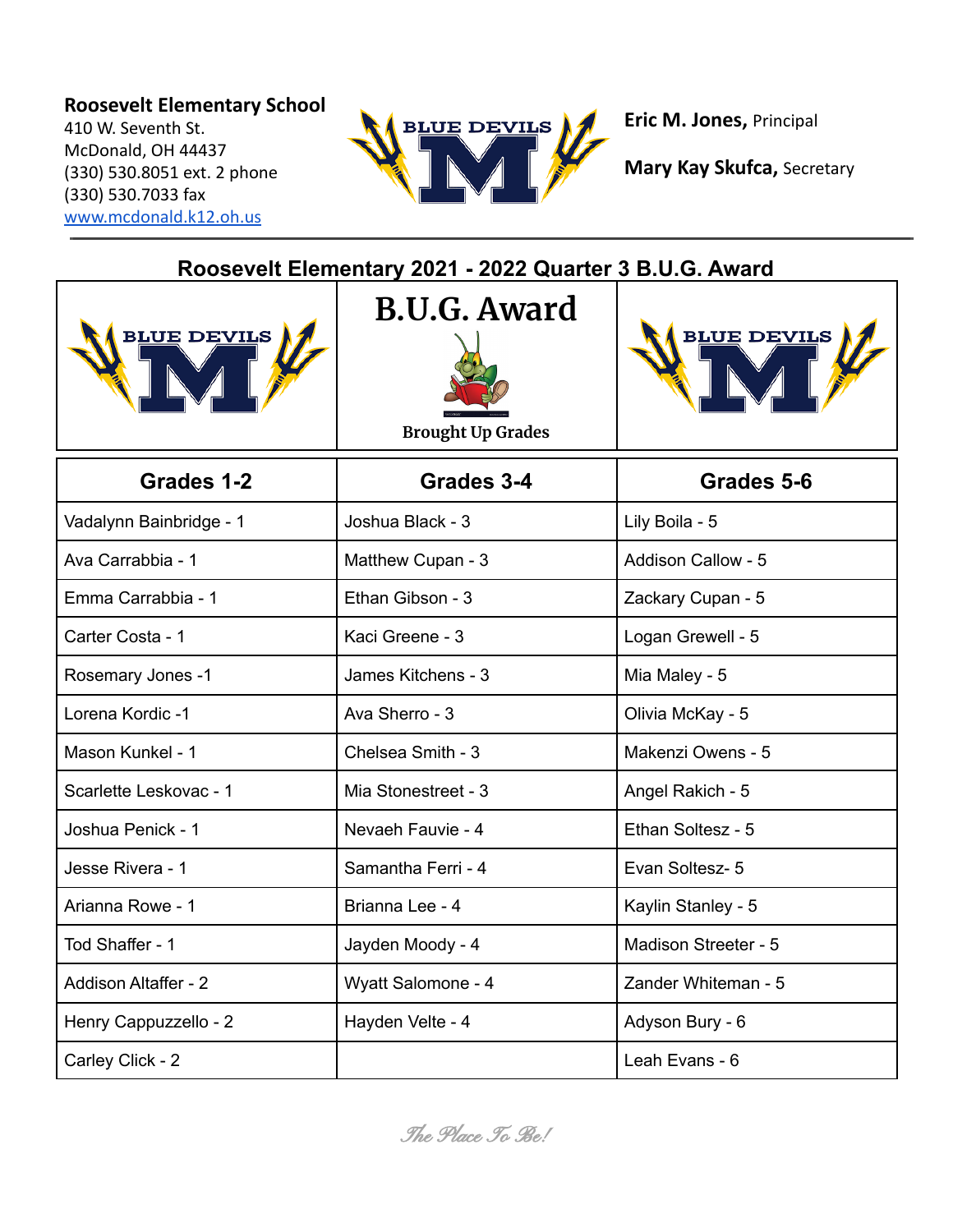**Roosevelt Elementary School**
410 W. Seventh St.
McDonald, OH 44437
(330) 530.8051 ext. 2 phone
(330) 530.7033 fax
[www.mcdonald.k12.oh.us](http://www.mcdonald.k12.oh.us)

**Eric M. Jones,** Principal

**Mary Kay Skufca,** Secretary

## Roosevelt Elementary 2021 - 2022 Quarter 3 B.U.G. Award

# B.U.G. Award

**Brought Up Grades**

| Grades 1-2 | Grades 3-4 | Grades 5-6 |
|---|---|---|
| Vadalynn Bainbridge - 1 | Joshua Black - 3 | Lily Boila - 5 |
| Ava Carrabbia - 1 | Matthew Cupan - 3 | Addison Callow - 5 |
| Emma Carrabbia - 1 | Ethan Gibson - 3 | Zackary Cupan - 5 |
| Carter Costa - 1 | Kaci Greene - 3 | Logan Grewell - 5 |
| Rosemary Jones -1 | James Kitchens - 3 | Mia Maley - 5 |
| Lorena Kordic -1 | Ava Sherro - 3 | Olivia McKay - 5 |
| Mason Kunkel - 1 | Chelsea Smith - 3 | Makenzi Owens - 5 |
| Scarlette Leskovac - 1 | Mia Stonestreet - 3 | Angel Rakich - 5 |
| Joshua Penick - 1 | Nevaeh Fauvie - 4 | Ethan Soltesz - 5 |
| Jesse Rivera - 1 | Samantha Ferri - 4 | Evan Soltesz- 5 |
| Arianna Rowe - 1 | Brianna Lee - 4 | Kaylin Stanley - 5 |
| Tod Shaffer - 1 | Jayden Moody - 4 | Madison Streeter - 5 |
| Addison Altaffer - 2 | Wyatt Salomone - 4 | Zander Whiteman - 5 |
| Henry Cappuzzello - 2 | Hayden Velte - 4 | Adyson Bury - 6 |
| Carley Click - 2 | | Leah Evans - 6 |

*The Place To Be!*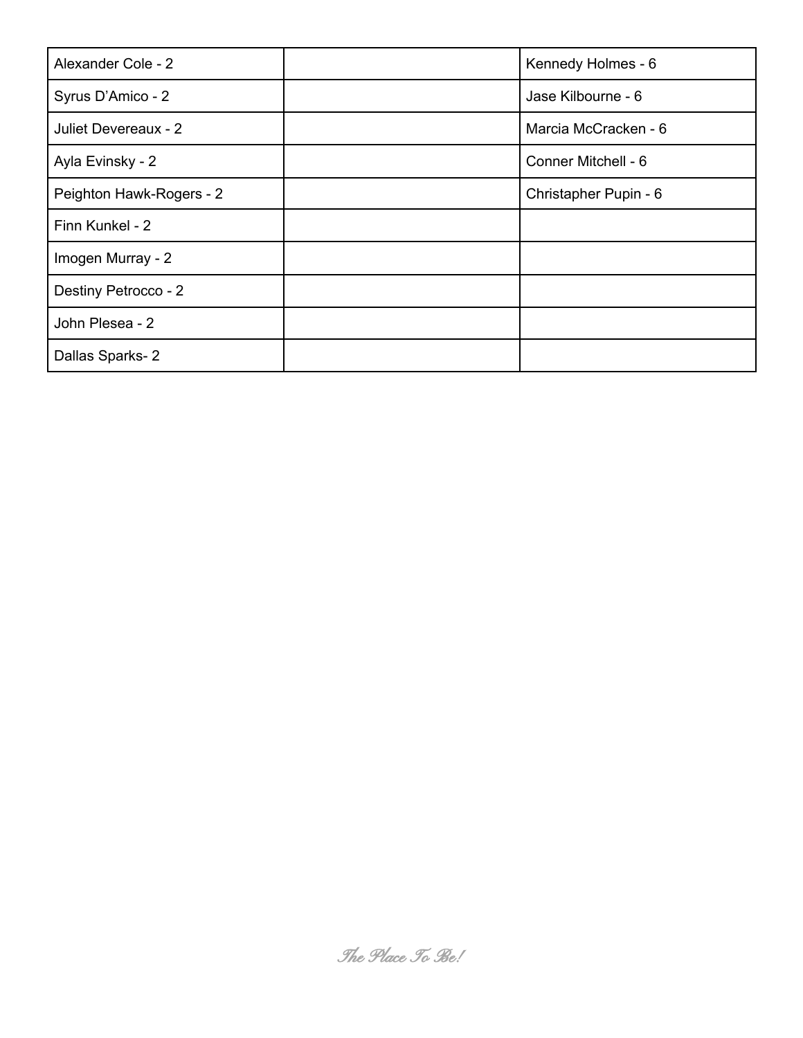| | | |
|---|---|---|
| Alexander Cole - 2 | | Kennedy Holmes - 6 |
| Syrus D'Amico - 2 | | Jase Kilbourne - 6 |
| Juliet Devereaux - 2 | | Marcia McCracken - 6 |
| Ayla Evinsky - 2 | | Conner Mitchell - 6 |
| Peighton Hawk-Rogers - 2 | | Christapher Pupin - 6 |
| Finn Kunkel - 2 | | |
| Imogen Murray - 2 | | |
| Destiny Petrocco - 2 | | |
| John Plesea - 2 | | |
| Dallas Sparks- 2 | | |

*The Place To Be!*